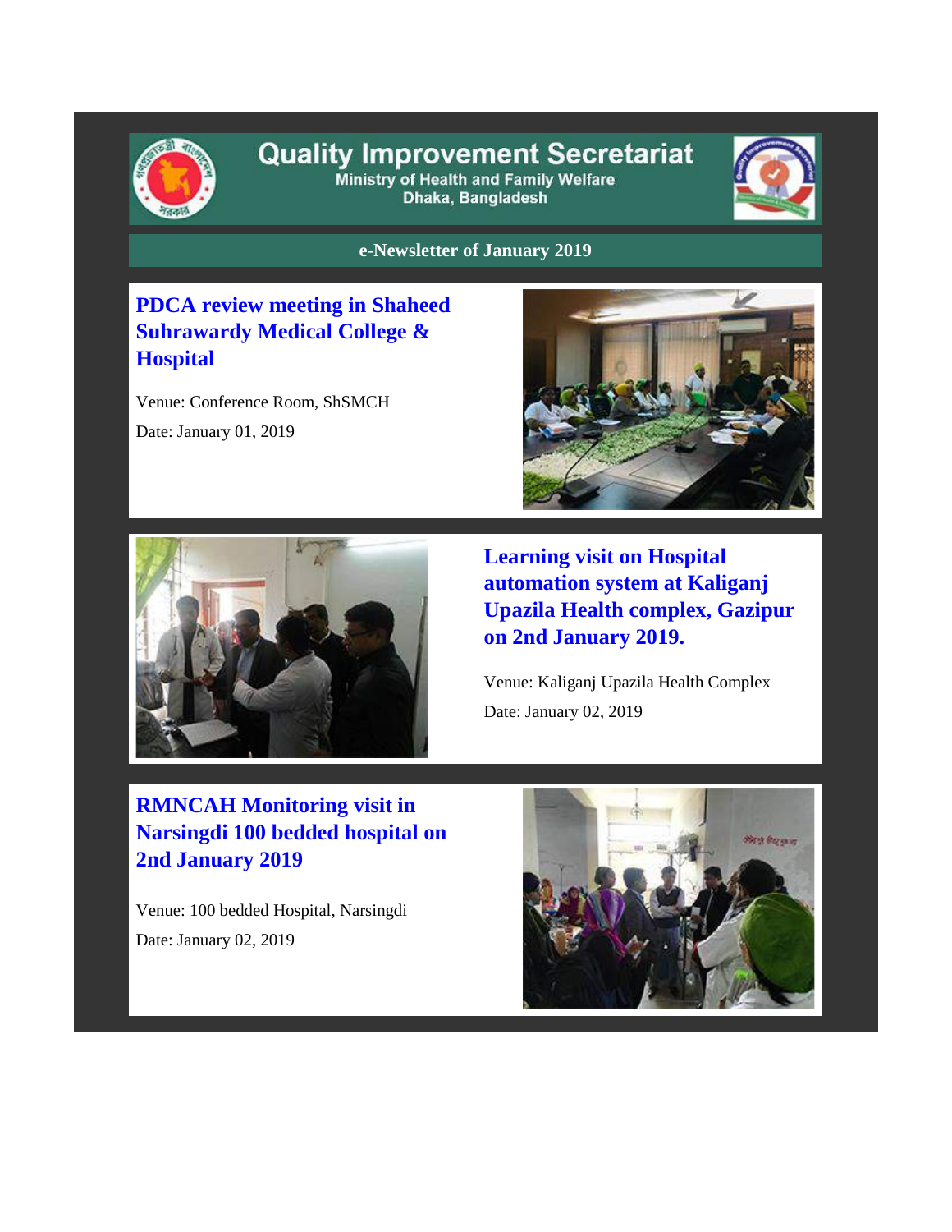# Quality Improvement Secretariat

Ministry of Health and Family Welfare
Dhaka, Bangladesh

**e-Newsletter of January 2019**

## PDCA review meeting in Shaheed Suhrawardy Medical College & Hospital

Venue: Conference Room, ShSMCH

Date: January 01, 2019

## Learning visit on Hospital automation system at Kaliganj Upazila Health complex, Gazipur on 2nd January 2019.

Venue: Kaliganj Upazila Health Complex

Date: January 02, 2019

## RMNCAH Monitoring visit in Narsingdi 100 bedded hospital on 2nd January 2019

Venue: 100 bedded Hospital, Narsingdi

Date: January 02, 2019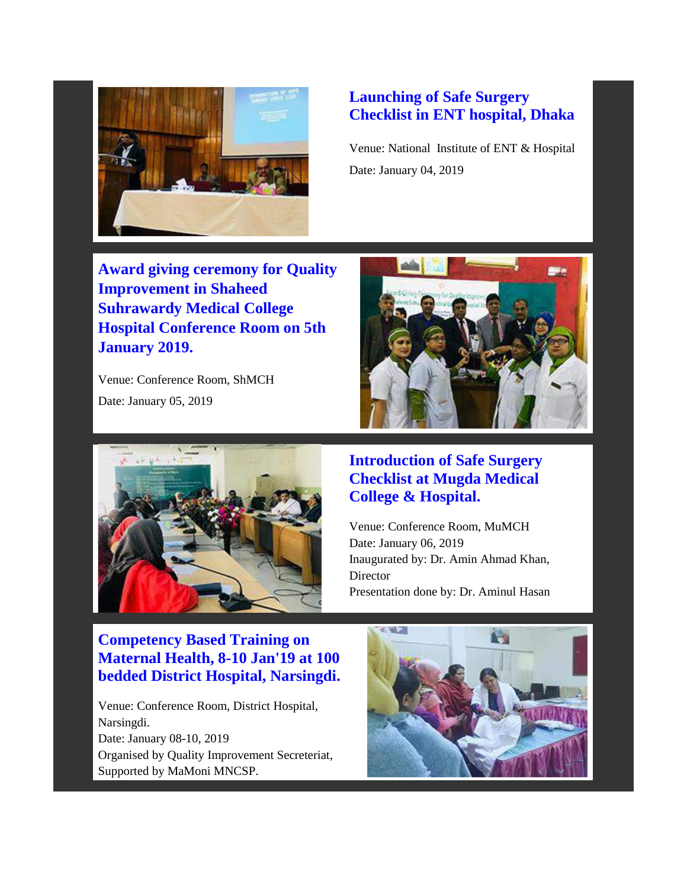## Launching of Safe Surgery Checklist in ENT hospital, Dhaka

Venue: National Institute of ENT & Hospital

Date: January 04, 2019

## Award giving ceremony for Quality Improvement in Shaheed Suhrawardy Medical College Hospital Conference Room on 5th January 2019.

Venue: Conference Room, ShMCH

Date: January 05, 2019

## Introduction of Safe Surgery Checklist at Mugda Medical College & Hospital.

Venue: Conference Room, MuMCH
Date: January 06, 2019
Inaugurated by: Dr. Amin Ahmad Khan, Director
Presentation done by: Dr. Aminul Hasan

## Competency Based Training on Maternal Health, 8-10 Jan'19 at 100 bedded District Hospital, Narsingdi.

Venue: Conference Room, District Hospital, Narsingdi.
Date: January 08-10, 2019
Organised by Quality Improvement Secreteriat, Supported by MaMoni MNCSP.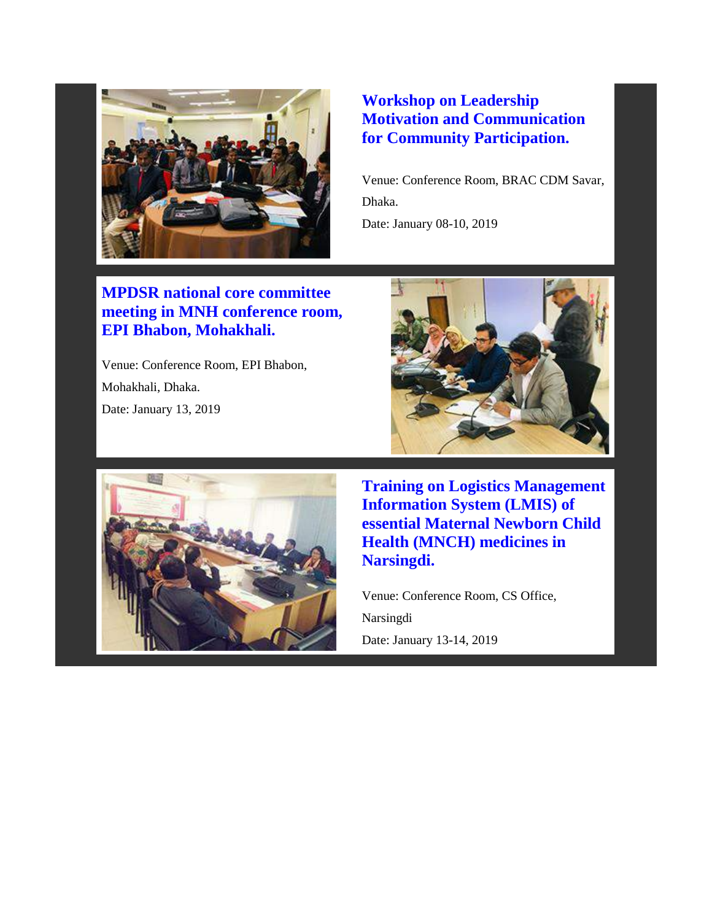### Workshop on Leadership Motivation and Communication for Community Participation.

Venue: Conference Room, BRAC CDM Savar, Dhaka.

Date: January 08-10, 2019

### MPDSR national core committee meeting in MNH conference room, EPI Bhabon, Mohakhali.

Venue: Conference Room, EPI Bhabon, Mohakhali, Dhaka.

Date: January 13, 2019

### Training on Logistics Management Information System (LMIS) of essential Maternal Newborn Child Health (MNCH) medicines in Narsingdi.

Venue: Conference Room, CS Office, Narsingdi

Date: January 13-14, 2019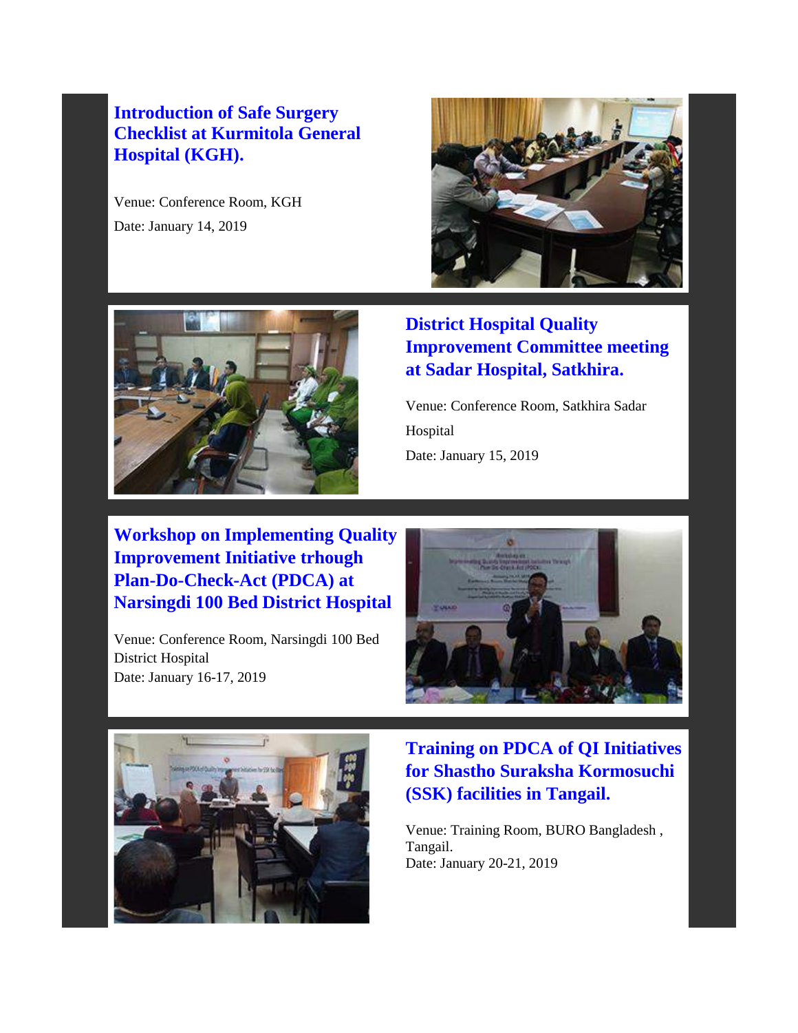## Introduction of Safe Surgery Checklist at Kurmitola General Hospital (KGH).

Venue: Conference Room, KGH

Date: January 14, 2019

## District Hospital Quality Improvement Committee meeting at Sadar Hospital, Satkhira.

Venue: Conference Room, Satkhira Sadar Hospital

Date: January 15, 2019

## Workshop on Implementing Quality Improvement Initiative trhough Plan-Do-Check-Act (PDCA) at Narsingdi 100 Bed District Hospital

Venue: Conference Room, Narsingdi 100 Bed District Hospital

Date: January 16-17, 2019

## Training on PDCA of QI Initiatives for Shastho Suraksha Kormosuchi (SSK) facilities in Tangail.

Venue: Training Room, BURO Bangladesh , Tangail.

Date: January 20-21, 2019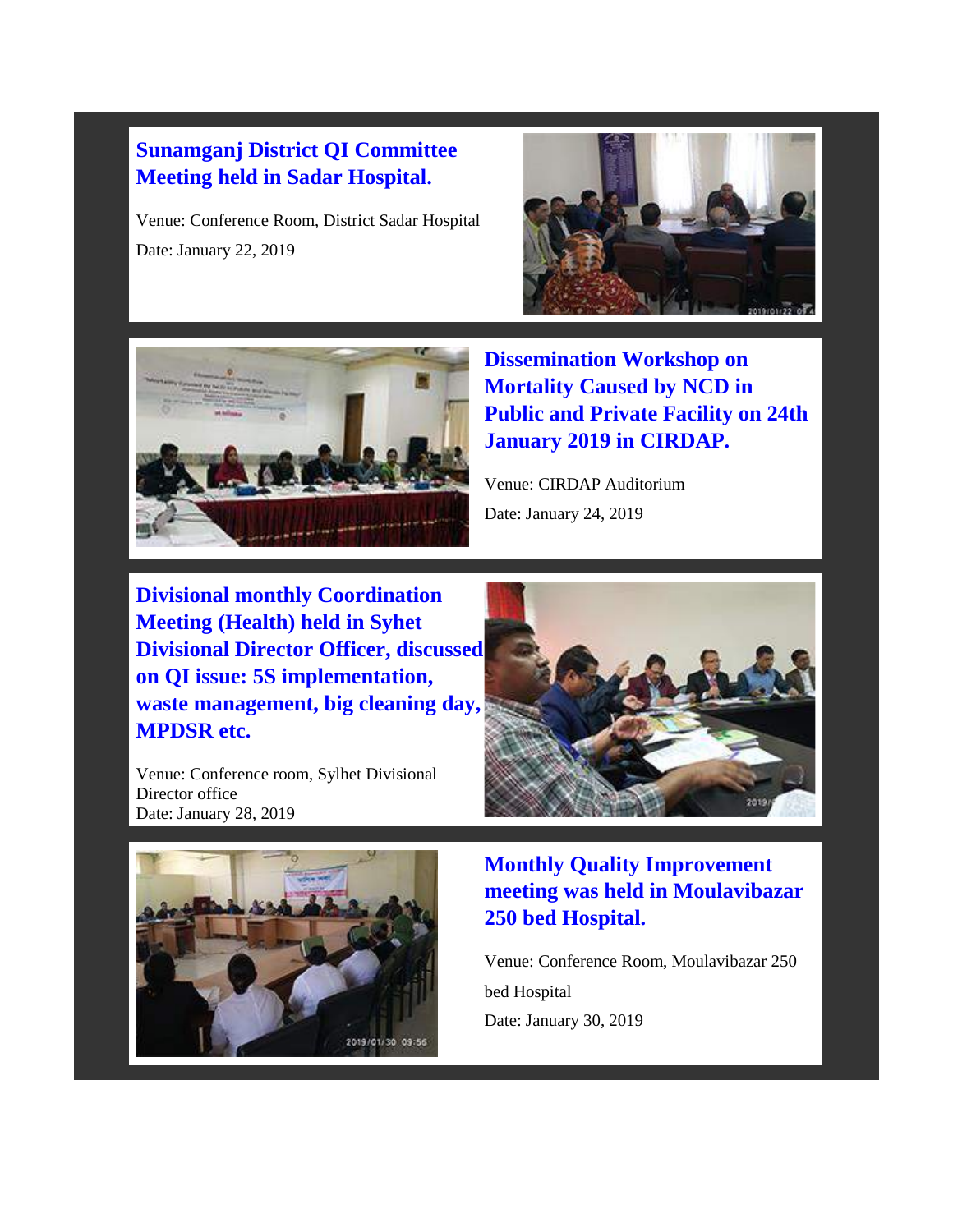## Sunamganj District QI Committee Meeting held in Sadar Hospital.

Venue: Conference Room, District Sadar Hospital

Date: January 22, 2019

## Dissemination Workshop on Mortality Caused by NCD in Public and Private Facility on 24th January 2019 in CIRDAP.

Venue: CIRDAP Auditorium

Date: January 24, 2019

## Divisional monthly Coordination Meeting (Health) held in Syhet Divisional Director Officer, discussed on QI issue: 5S implementation, waste management, big cleaning day, MPDSR etc.

Venue: Conference room, Sylhet Divisional Director office

Date: January 28, 2019

## Monthly Quality Improvement meeting was held in Moulavibazar 250 bed Hospital.

Venue: Conference Room, Moulavibazar 250 bed Hospital

Date: January 30, 2019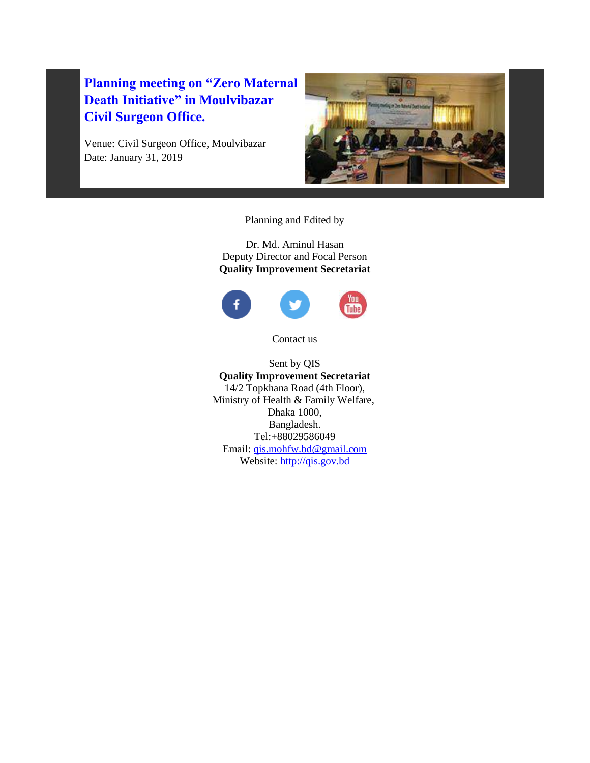## Planning meeting on "Zero Maternal Death Initiative" in Moulvibazar Civil Surgeon Office.

Venue: Civil Surgeon Office, Moulvibazar
Date: January 31, 2019

Planning and Edited by

Dr. Md. Aminul Hasan
Deputy Director and Focal Person
**Quality Improvement Secretariat**

Contact us

Sent by QIS
**Quality Improvement Secretariat**
14/2 Topkhana Road (4th Floor),
Ministry of Health & Family Welfare,
Dhaka 1000,
Bangladesh.
Tel:+88029586049
Email: [qis.mohfw.bd@gmail.com](mailto:qis.mohfw.bd@gmail.com)
Website: [http://qis.gov.bd](http://qis.gov.bd)